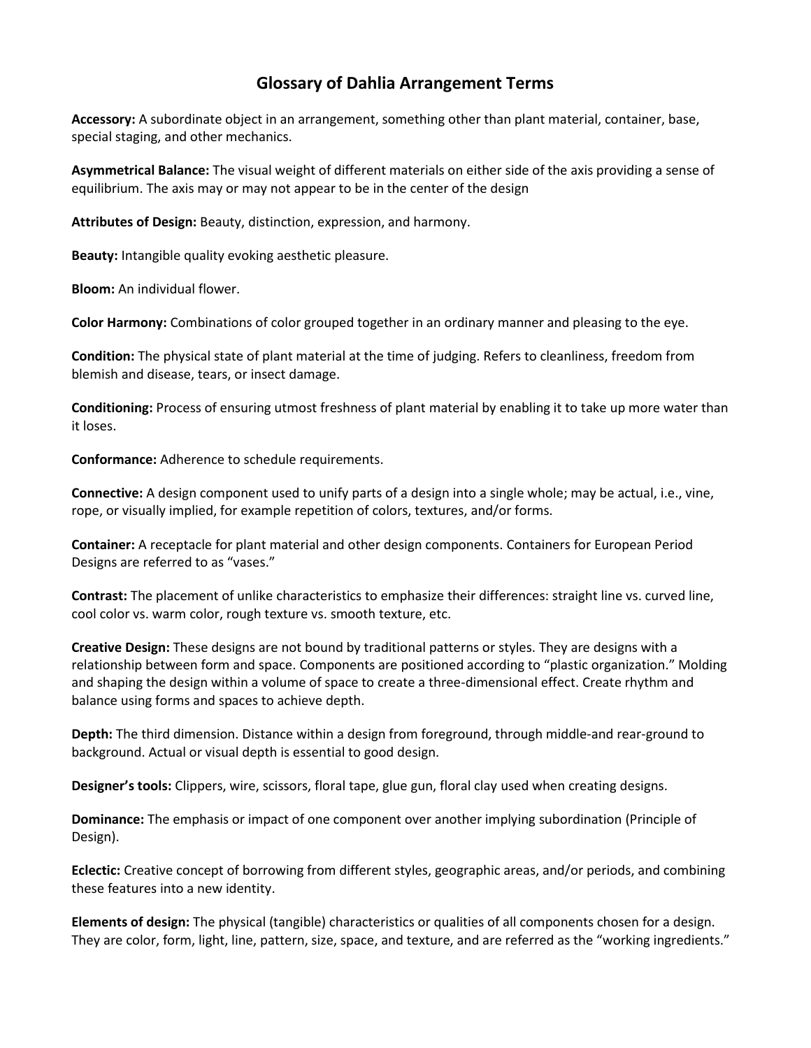# Glossary of Dahlia Arrangement Terms

**Accessory:** A subordinate object in an arrangement, something other than plant material, container, base, special staging, and other mechanics.

**Asymmetrical Balance:** The visual weight of different materials on either side of the axis providing a sense of equilibrium. The axis may or may not appear to be in the center of the design

**Attributes of Design:** Beauty, distinction, expression, and harmony.

**Beauty:** Intangible quality evoking aesthetic pleasure.

**Bloom:** An individual flower.

**Color Harmony:** Combinations of color grouped together in an ordinary manner and pleasing to the eye.

**Condition:** The physical state of plant material at the time of judging. Refers to cleanliness, freedom from blemish and disease, tears, or insect damage.

**Conditioning:** Process of ensuring utmost freshness of plant material by enabling it to take up more water than it loses.

**Conformance:** Adherence to schedule requirements.

**Connective:** A design component used to unify parts of a design into a single whole; may be actual, i.e., vine, rope, or visually implied, for example repetition of colors, textures, and/or forms.

**Container:** A receptacle for plant material and other design components. Containers for European Period Designs are referred to as "vases."

**Contrast:** The placement of unlike characteristics to emphasize their differences: straight line vs. curved line, cool color vs. warm color, rough texture vs. smooth texture, etc.

**Creative Design:** These designs are not bound by traditional patterns or styles. They are designs with a relationship between form and space. Components are positioned according to "plastic organization." Molding and shaping the design within a volume of space to create a three-dimensional effect. Create rhythm and balance using forms and spaces to achieve depth.

**Depth:** The third dimension. Distance within a design from foreground, through middle-and rear-ground to background. Actual or visual depth is essential to good design.

**Designer's tools:** Clippers, wire, scissors, floral tape, glue gun, floral clay used when creating designs.

**Dominance:** The emphasis or impact of one component over another implying subordination (Principle of Design).

**Eclectic:** Creative concept of borrowing from different styles, geographic areas, and/or periods, and combining these features into a new identity.

**Elements of design:** The physical (tangible) characteristics or qualities of all components chosen for a design. They are color, form, light, line, pattern, size, space, and texture, and are referred as the "working ingredients."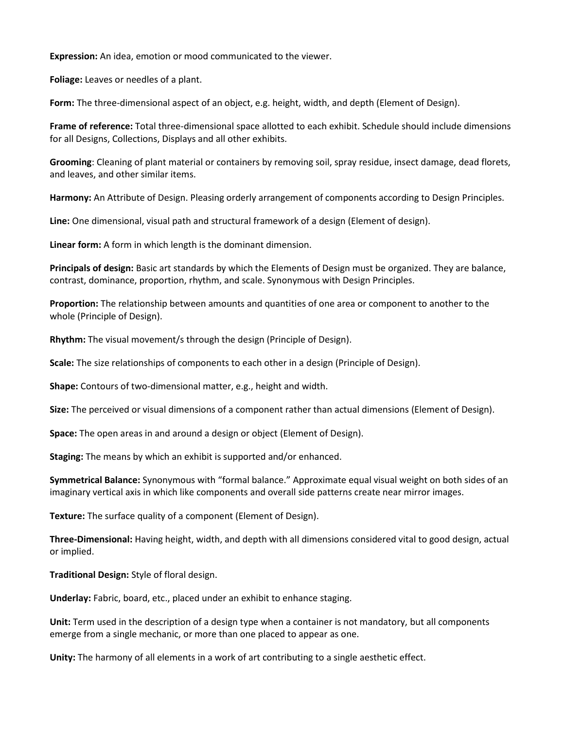**Expression:** An idea, emotion or mood communicated to the viewer.

**Foliage:** Leaves or needles of a plant.

**Form:** The three-dimensional aspect of an object, e.g. height, width, and depth (Element of Design).

**Frame of reference:** Total three-dimensional space allotted to each exhibit. Schedule should include dimensions for all Designs, Collections, Displays and all other exhibits.

**Grooming**: Cleaning of plant material or containers by removing soil, spray residue, insect damage, dead florets, and leaves, and other similar items.

**Harmony:** An Attribute of Design. Pleasing orderly arrangement of components according to Design Principles.

**Line:** One dimensional, visual path and structural framework of a design (Element of design).

**Linear form:** A form in which length is the dominant dimension.

**Principals of design:** Basic art standards by which the Elements of Design must be organized. They are balance, contrast, dominance, proportion, rhythm, and scale. Synonymous with Design Principles.

**Proportion:** The relationship between amounts and quantities of one area or component to another to the whole (Principle of Design).

**Rhythm:** The visual movement/s through the design (Principle of Design).

**Scale:** The size relationships of components to each other in a design (Principle of Design).

**Shape:** Contours of two-dimensional matter, e.g., height and width.

**Size:** The perceived or visual dimensions of a component rather than actual dimensions (Element of Design).

**Space:** The open areas in and around a design or object (Element of Design).

**Staging:** The means by which an exhibit is supported and/or enhanced.

**Symmetrical Balance:** Synonymous with "formal balance." Approximate equal visual weight on both sides of an imaginary vertical axis in which like components and overall side patterns create near mirror images.

**Texture:** The surface quality of a component (Element of Design).

**Three-Dimensional:** Having height, width, and depth with all dimensions considered vital to good design, actual or implied.

**Traditional Design:** Style of floral design.

**Underlay:** Fabric, board, etc., placed under an exhibit to enhance staging.

**Unit:** Term used in the description of a design type when a container is not mandatory, but all components emerge from a single mechanic, or more than one placed to appear as one.

**Unity:** The harmony of all elements in a work of art contributing to a single aesthetic effect.